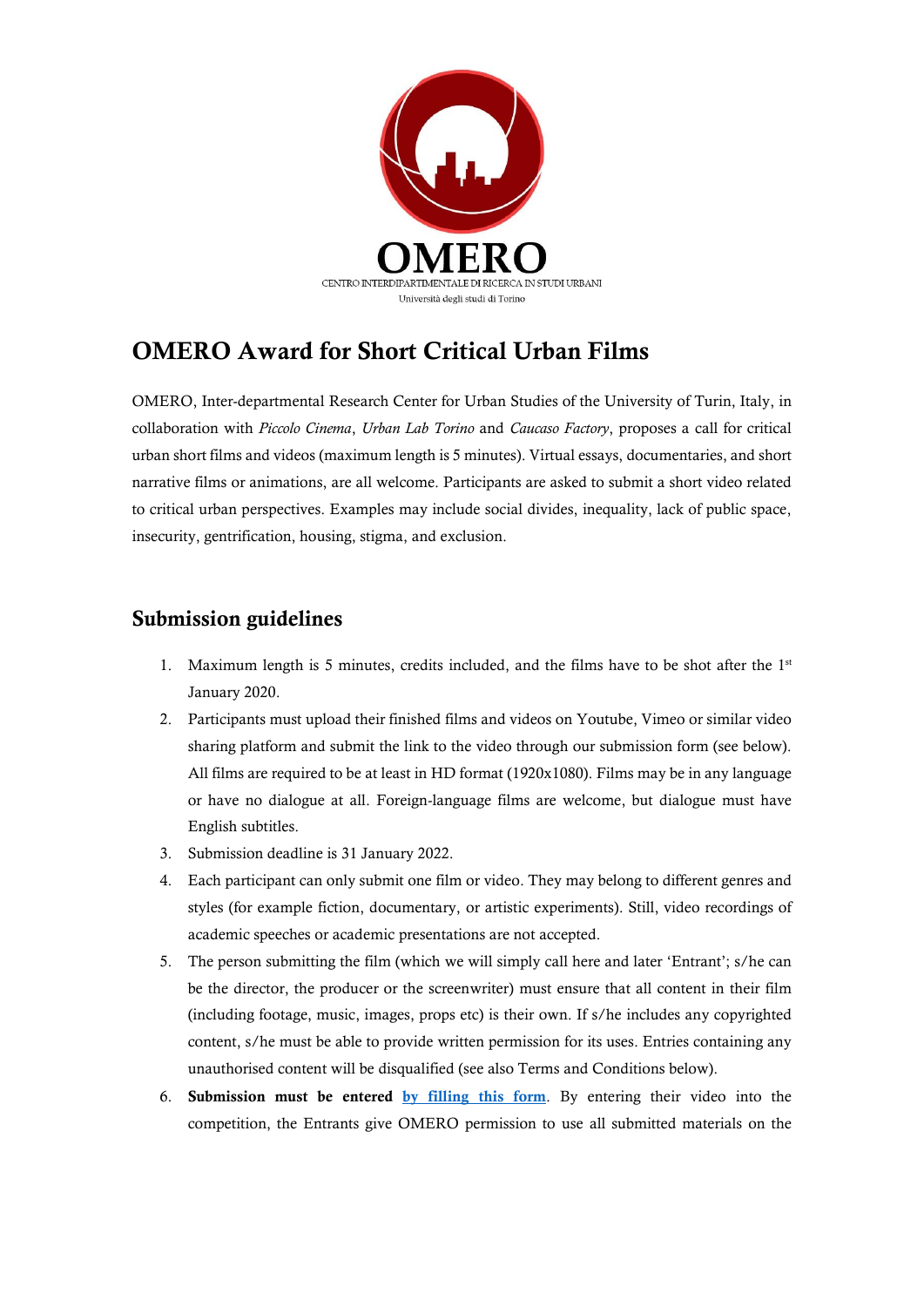OMERO

CENTRO INTERDIPARTIMENTALE DI RICERCA IN STUDI URBANI

Università degli studi di Torino

# OMERO Award for Short Critical Urban Films

OMERO, Inter-departmental Research Center for Urban Studies of the University of Turin, Italy, in collaboration with *Piccolo Cinema*, *Urban Lab Torino* and *Caucaso Factory*, proposes a call for critical urban short films and videos (maximum length is 5 minutes). Virtual essays, documentaries, and short narrative films or animations, are all welcome. Participants are asked to submit a short video related to critical urban perspectives. Examples may include social divides, inequality, lack of public space, insecurity, gentrification, housing, stigma, and exclusion.

## Submission guidelines

1. Maximum length is 5 minutes, credits included, and the films have to be shot after the 1st January 2020.
2. Participants must upload their finished films and videos on Youtube, Vimeo or similar video sharing platform and submit the link to the video through our submission form (see below). All films are required to be at least in HD format (1920x1080). Films may be in any language or have no dialogue at all. Foreign-language films are welcome, but dialogue must have English subtitles.
3. Submission deadline is 31 January 2022.
4. Each participant can only submit one film or video. They may belong to different genres and styles (for example fiction, documentary, or artistic experiments). Still, video recordings of academic speeches or academic presentations are not accepted.
5. The person submitting the film (which we will simply call here and later 'Entrant'; s/he can be the director, the producer or the screenwriter) must ensure that all content in their film (including footage, music, images, props etc) is their own. If s/he includes any copyrighted content, s/he must be able to provide written permission for its uses. Entries containing any unauthorised content will be disqualified (see also Terms and Conditions below).
6. **Submission must be entered** by filling this form. By entering their video into the competition, the Entrants give OMERO permission to use all submitted materials on the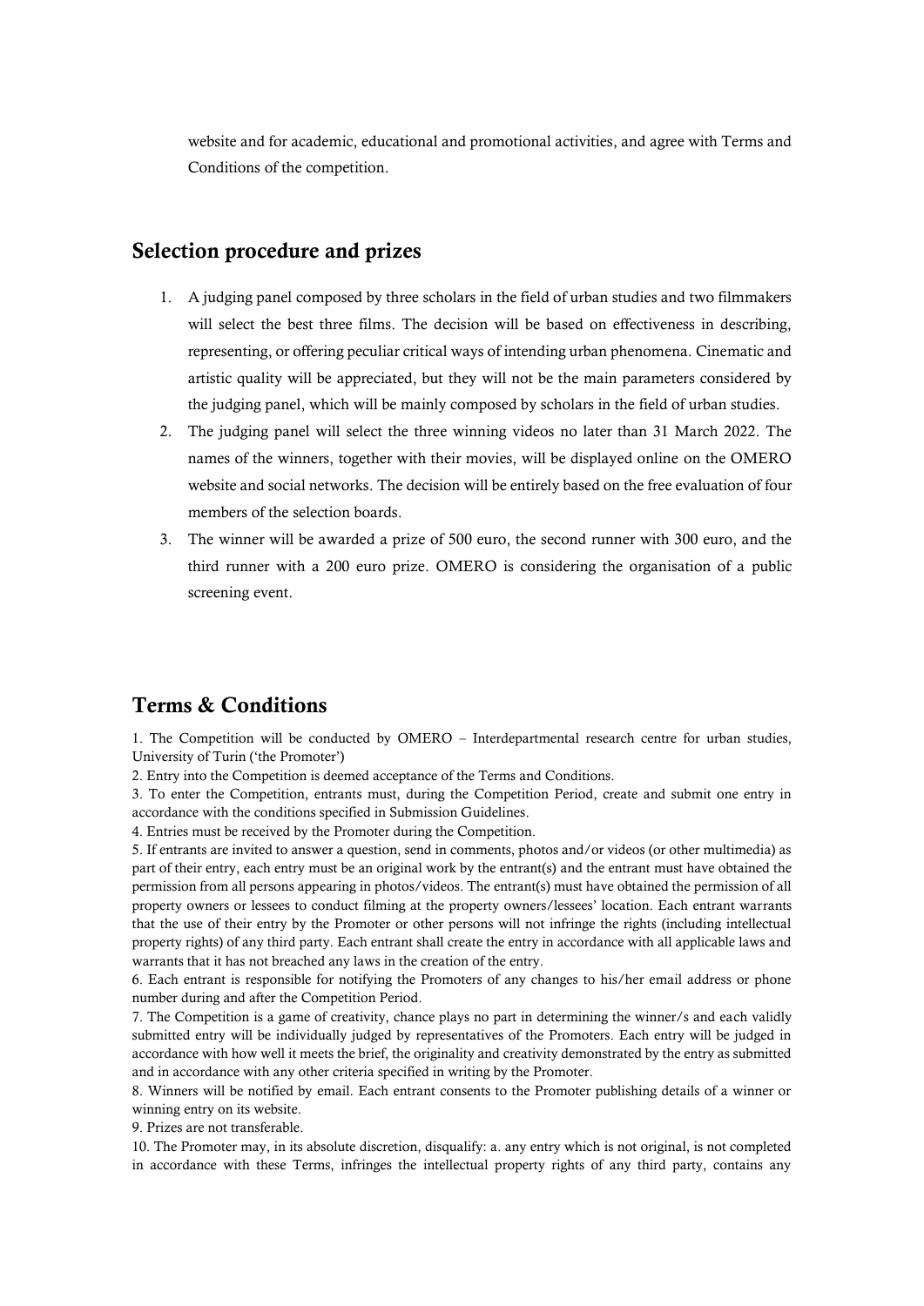website and for academic, educational and promotional activities, and agree with Terms and Conditions of the competition.

## Selection procedure and prizes

1. A judging panel composed by three scholars in the field of urban studies and two filmmakers will select the best three films. The decision will be based on effectiveness in describing, representing, or offering peculiar critical ways of intending urban phenomena. Cinematic and artistic quality will be appreciated, but they will not be the main parameters considered by the judging panel, which will be mainly composed by scholars in the field of urban studies.
2. The judging panel will select the three winning videos no later than 31 March 2022. The names of the winners, together with their movies, will be displayed online on the OMERO website and social networks. The decision will be entirely based on the free evaluation of four members of the selection boards.
3. The winner will be awarded a prize of 500 euro, the second runner with 300 euro, and the third runner with a 200 euro prize. OMERO is considering the organisation of a public screening event.

## Terms & Conditions

1. The Competition will be conducted by OMERO – Interdepartmental research centre for urban studies, University of Turin ('the Promoter')
2. Entry into the Competition is deemed acceptance of the Terms and Conditions.
3. To enter the Competition, entrants must, during the Competition Period, create and submit one entry in accordance with the conditions specified in Submission Guidelines.
4. Entries must be received by the Promoter during the Competition.
5. If entrants are invited to answer a question, send in comments, photos and/or videos (or other multimedia) as part of their entry, each entry must be an original work by the entrant(s) and the entrant must have obtained the permission from all persons appearing in photos/videos. The entrant(s) must have obtained the permission of all property owners or lessees to conduct filming at the property owners/lessees' location. Each entrant warrants that the use of their entry by the Promoter or other persons will not infringe the rights (including intellectual property rights) of any third party. Each entrant shall create the entry in accordance with all applicable laws and warrants that it has not breached any laws in the creation of the entry.
6. Each entrant is responsible for notifying the Promoters of any changes to his/her email address or phone number during and after the Competition Period.
7. The Competition is a game of creativity, chance plays no part in determining the winner/s and each validly submitted entry will be individually judged by representatives of the Promoters. Each entry will be judged in accordance with how well it meets the brief, the originality and creativity demonstrated by the entry as submitted and in accordance with any other criteria specified in writing by the Promoter.
8. Winners will be notified by email. Each entrant consents to the Promoter publishing details of a winner or winning entry on its website.
9. Prizes are not transferable.
10. The Promoter may, in its absolute discretion, disqualify: a. any entry which is not original, is not completed in accordance with these Terms, infringes the intellectual property rights of any third party, contains any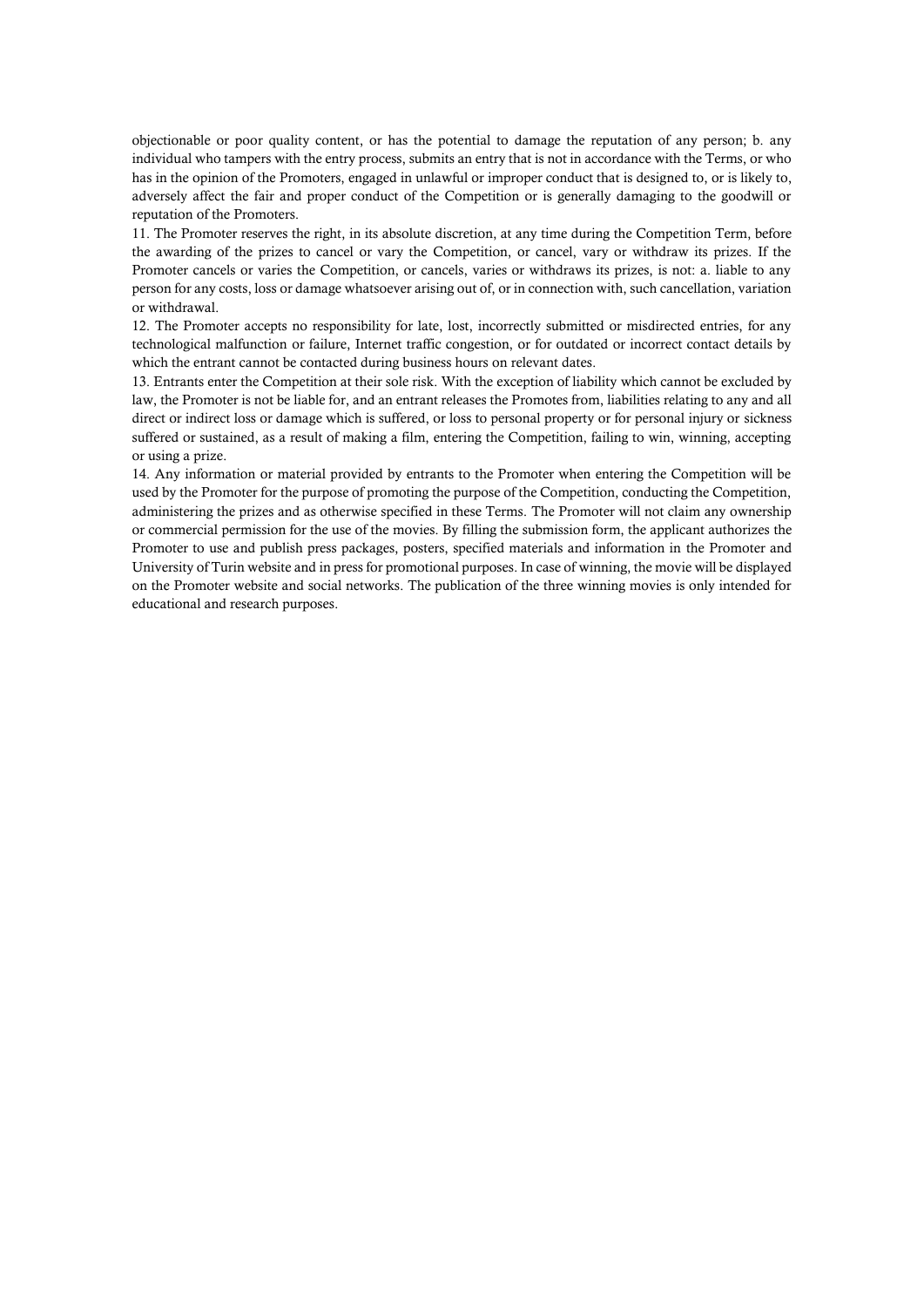objectionable or poor quality content, or has the potential to damage the reputation of any person; b. any individual who tampers with the entry process, submits an entry that is not in accordance with the Terms, or who has in the opinion of the Promoters, engaged in unlawful or improper conduct that is designed to, or is likely to, adversely affect the fair and proper conduct of the Competition or is generally damaging to the goodwill or reputation of the Promoters.

11. The Promoter reserves the right, in its absolute discretion, at any time during the Competition Term, before the awarding of the prizes to cancel or vary the Competition, or cancel, vary or withdraw its prizes. If the Promoter cancels or varies the Competition, or cancels, varies or withdraws its prizes, is not: a. liable to any person for any costs, loss or damage whatsoever arising out of, or in connection with, such cancellation, variation or withdrawal.

12. The Promoter accepts no responsibility for late, lost, incorrectly submitted or misdirected entries, for any technological malfunction or failure, Internet traffic congestion, or for outdated or incorrect contact details by which the entrant cannot be contacted during business hours on relevant dates.

13. Entrants enter the Competition at their sole risk. With the exception of liability which cannot be excluded by law, the Promoter is not be liable for, and an entrant releases the Promotes from, liabilities relating to any and all direct or indirect loss or damage which is suffered, or loss to personal property or for personal injury or sickness suffered or sustained, as a result of making a film, entering the Competition, failing to win, winning, accepting or using a prize.

14. Any information or material provided by entrants to the Promoter when entering the Competition will be used by the Promoter for the purpose of promoting the purpose of the Competition, conducting the Competition, administering the prizes and as otherwise specified in these Terms. The Promoter will not claim any ownership or commercial permission for the use of the movies. By filling the submission form, the applicant authorizes the Promoter to use and publish press packages, posters, specified materials and information in the Promoter and University of Turin website and in press for promotional purposes. In case of winning, the movie will be displayed on the Promoter website and social networks. The publication of the three winning movies is only intended for educational and research purposes.